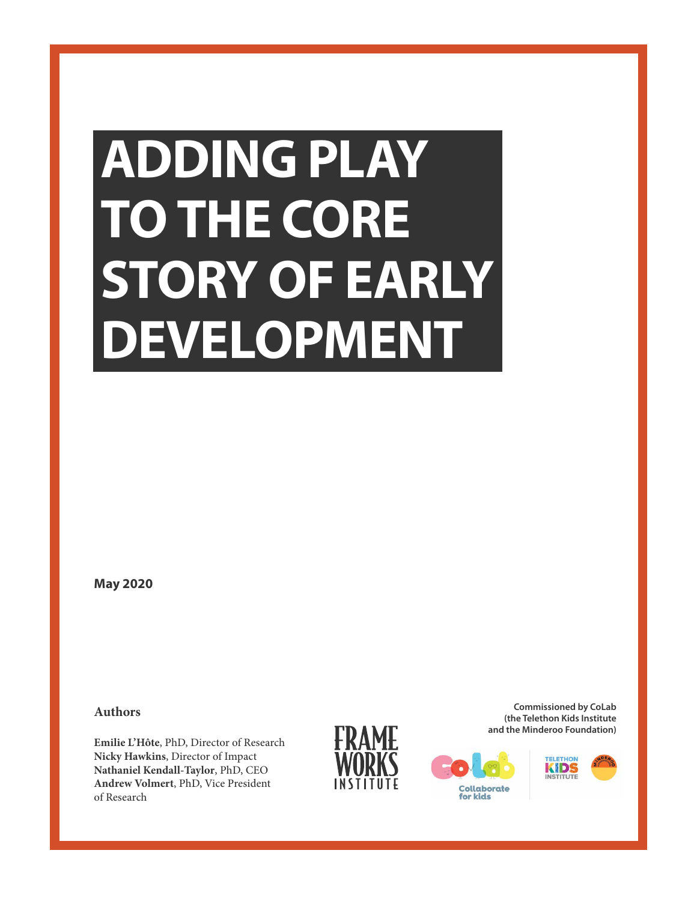# ADDING PLAY TO THE CORE STORY OF EARLY DEVELOPMENT

**May 2020**

**Authors**

**Emilie L'Hôte**, PhD, Director of Research
**Nicky Hawkins**, Director of Impact
**Nathaniel Kendall-Taylor**, PhD, CEO
**Andrew Volmert**, PhD, Vice President of Research

FRAME WORKS INSTITUTE

**Commissioned by CoLab (the Telethon Kids Institute and the Minderoo Foundation)**

CoLab Collaborate for kids

TELETHON KIDS INSTITUTE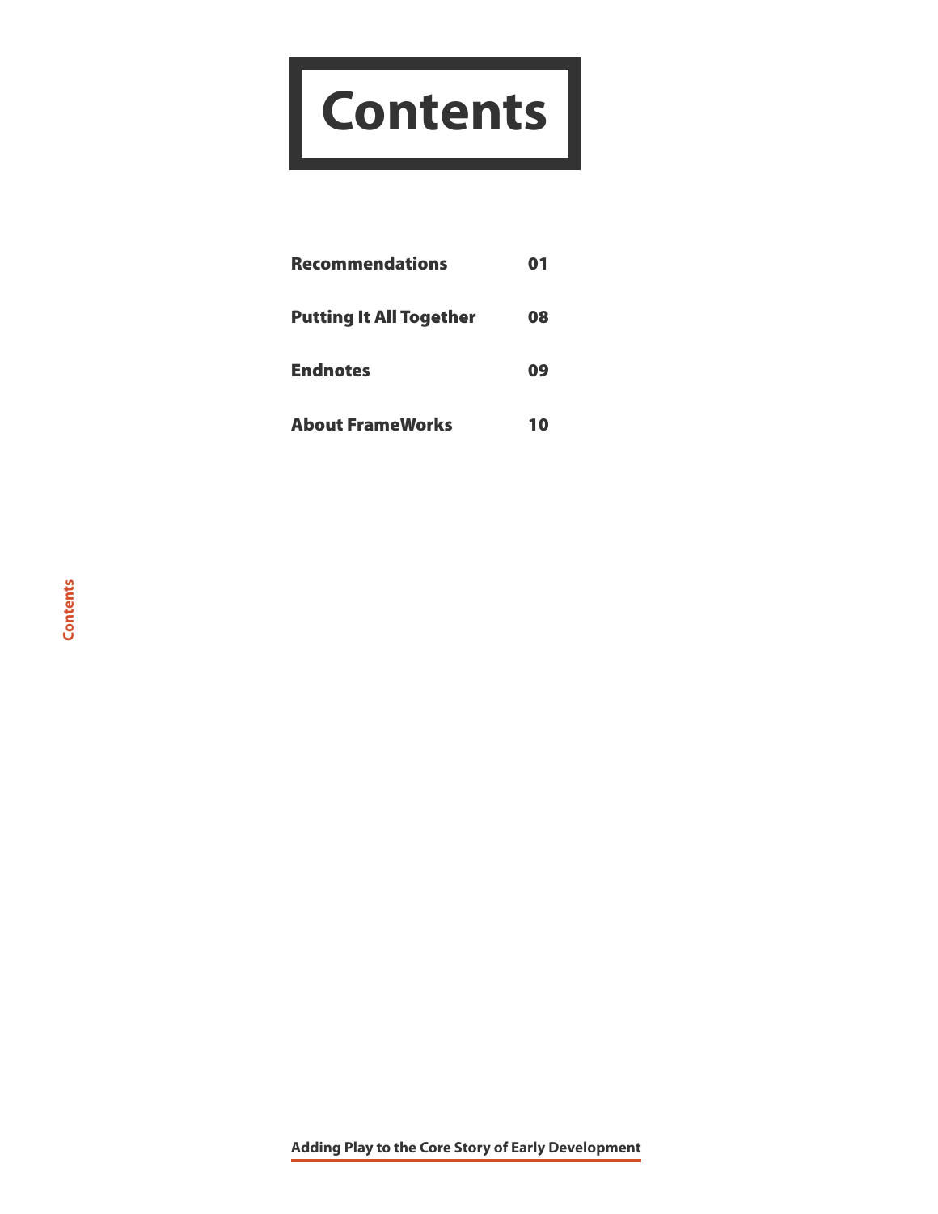# Contents

| | |
|---|---|
| **Recommendations** | **01** |
| **Putting It All Together** | **08** |
| **Endnotes** | **09** |
| **About FrameWorks** | **10** |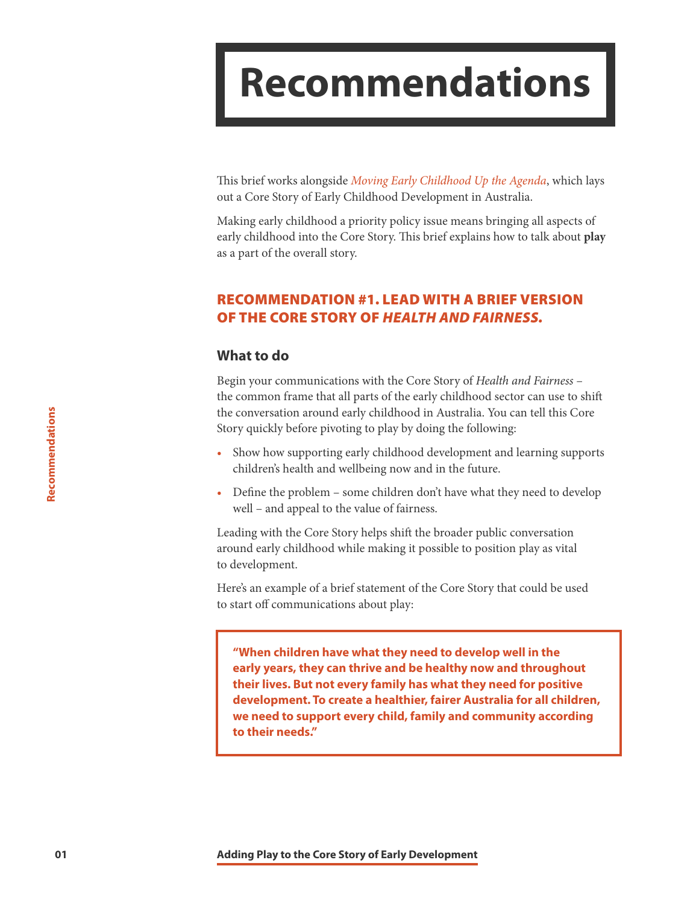# Recommendations

This brief works alongside *Moving Early Childhood Up the Agenda*, which lays out a Core Story of Early Childhood Development in Australia.

Making early childhood a priority policy issue means bringing all aspects of early childhood into the Core Story. This brief explains how to talk about **play** as a part of the overall story.

## RECOMMENDATION #1. LEAD WITH A BRIEF VERSION OF THE CORE STORY OF *HEALTH AND FAIRNESS*.

### What to do

Begin your communications with the Core Story of *Health and Fairness* – the common frame that all parts of the early childhood sector can use to shift the conversation around early childhood in Australia. You can tell this Core Story quickly before pivoting to play by doing the following:

- Show how supporting early childhood development and learning supports children's health and wellbeing now and in the future.
- Define the problem – some children don't have what they need to develop well – and appeal to the value of fairness.

Leading with the Core Story helps shift the broader public conversation around early childhood while making it possible to position play as vital to development.

Here's an example of a brief statement of the Core Story that could be used to start off communications about play:

> **"When children have what they need to develop well in the early years, they can thrive and be healthy now and throughout their lives. But not every family has what they need for positive development. To create a healthier, fairer Australia for all children, we need to support every child, family and community according to their needs."**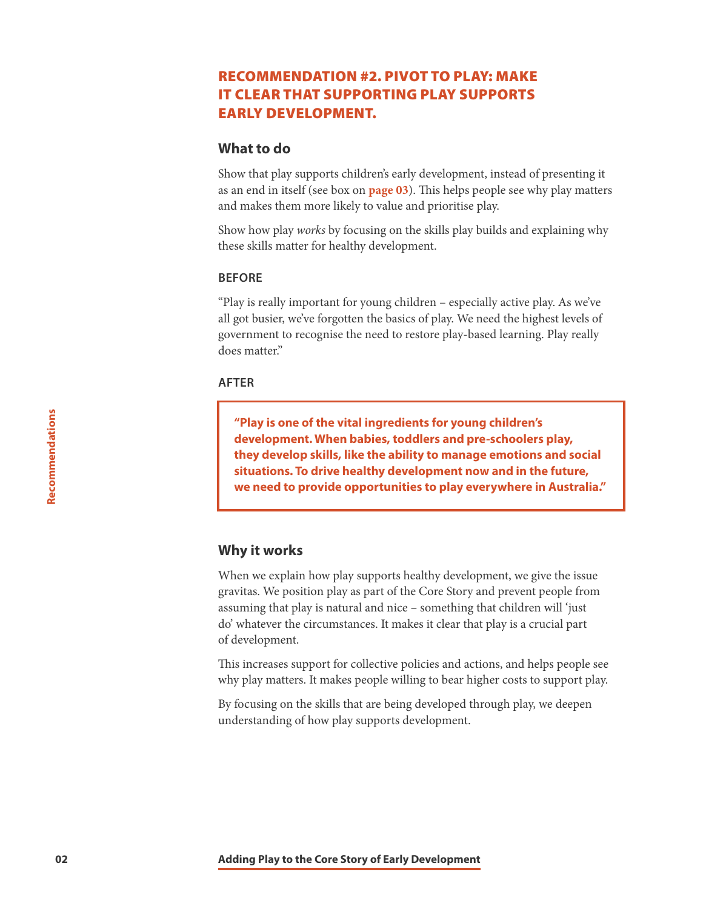## RECOMMENDATION #2. PIVOT TO PLAY: MAKE IT CLEAR THAT SUPPORTING PLAY SUPPORTS EARLY DEVELOPMENT.

### What to do

Show that play supports children's early development, instead of presenting it as an end in itself (see box on **page 03**). This helps people see why play matters and makes them more likely to value and prioritise play.

Show how play *works* by focusing on the skills play builds and explaining why these skills matter for healthy development.

#### BEFORE

"Play is really important for young children – especially active play. As we've all got busier, we've forgotten the basics of play. We need the highest levels of government to recognise the need to restore play-based learning. Play really does matter."

#### AFTER

> **"Play is one of the vital ingredients for young children's development. When babies, toddlers and pre-schoolers play, they develop skills, like the ability to manage emotions and social situations. To drive healthy development now and in the future, we need to provide opportunities to play everywhere in Australia."**

### Why it works

When we explain how play supports healthy development, we give the issue gravitas. We position play as part of the Core Story and prevent people from assuming that play is natural and nice – something that children will 'just do' whatever the circumstances. It makes it clear that play is a crucial part of development.

This increases support for collective policies and actions, and helps people see why play matters. It makes people willing to bear higher costs to support play.

By focusing on the skills that are being developed through play, we deepen understanding of how play supports development.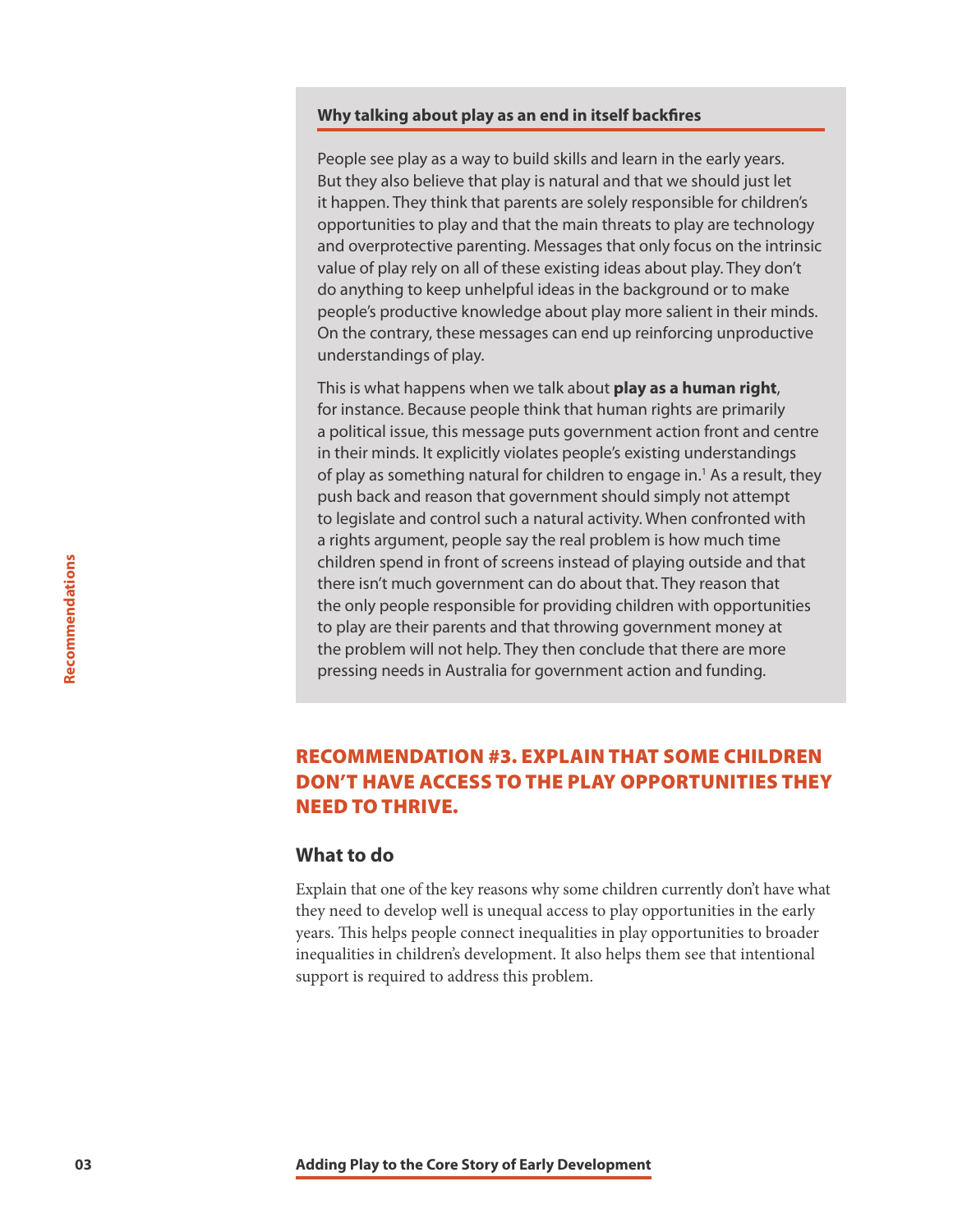### Why talking about play as an end in itself backfires

People see play as a way to build skills and learn in the early years. But they also believe that play is natural and that we should just let it happen. They think that parents are solely responsible for children's opportunities to play and that the main threats to play are technology and overprotective parenting. Messages that only focus on the intrinsic value of play rely on all of these existing ideas about play. They don't do anything to keep unhelpful ideas in the background or to make people's productive knowledge about play more salient in their minds. On the contrary, these messages can end up reinforcing unproductive understandings of play.

This is what happens when we talk about **play as a human right**, for instance. Because people think that human rights are primarily a political issue, this message puts government action front and centre in their minds. It explicitly violates people's existing understandings of play as something natural for children to engage in.[1] As a result, they push back and reason that government should simply not attempt to legislate and control such a natural activity. When confronted with a rights argument, people say the real problem is how much time children spend in front of screens instead of playing outside and that there isn't much government can do about that. They reason that the only people responsible for providing children with opportunities to play are their parents and that throwing government money at the problem will not help. They then conclude that there are more pressing needs in Australia for government action and funding.

## RECOMMENDATION #3. EXPLAIN THAT SOME CHILDREN DON'T HAVE ACCESS TO THE PLAY OPPORTUNITIES THEY NEED TO THRIVE.

### What to do

Explain that one of the key reasons why some children currently don't have what they need to develop well is unequal access to play opportunities in the early years. This helps people connect inequalities in play opportunities to broader inequalities in children's development. It also helps them see that intentional support is required to address this problem.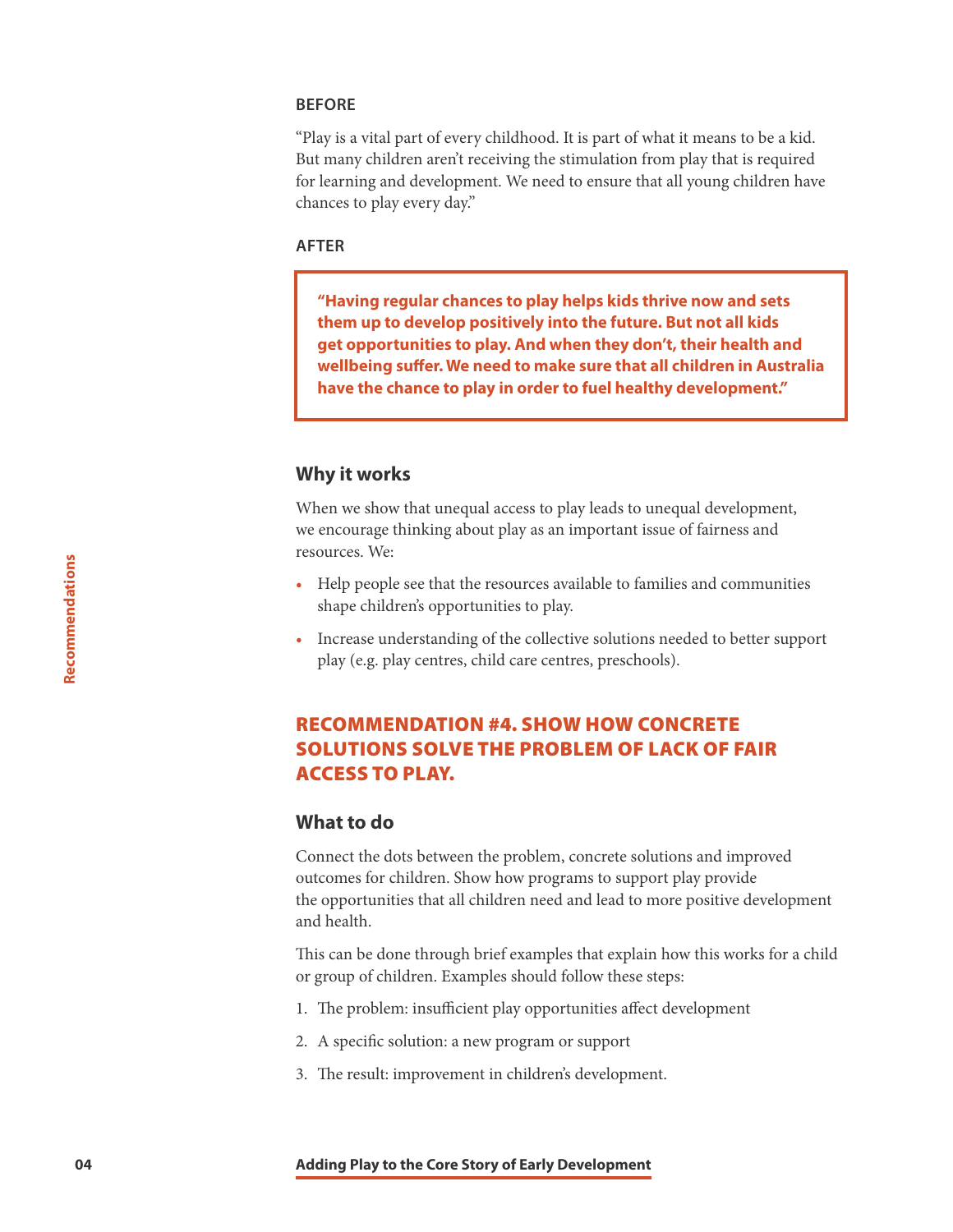**BEFORE**

"Play is a vital part of every childhood. It is part of what it means to be a kid. But many children aren't receiving the stimulation from play that is required for learning and development. We need to ensure that all young children have chances to play every day."

**AFTER**

> **"Having regular chances to play helps kids thrive now and sets them up to develop positively into the future. But not all kids get opportunities to play. And when they don't, their health and wellbeing suffer. We need to make sure that all children in Australia have the chance to play in order to fuel healthy development."**

### Why it works

When we show that unequal access to play leads to unequal development, we encourage thinking about play as an important issue of fairness and resources. We:

- Help people see that the resources available to families and communities shape children's opportunities to play.
- Increase understanding of the collective solutions needed to better support play (e.g. play centres, child care centres, preschools).

## RECOMMENDATION #4. SHOW HOW CONCRETE SOLUTIONS SOLVE THE PROBLEM OF LACK OF FAIR ACCESS TO PLAY.

### What to do

Connect the dots between the problem, concrete solutions and improved outcomes for children. Show how programs to support play provide the opportunities that all children need and lead to more positive development and health.

This can be done through brief examples that explain how this works for a child or group of children. Examples should follow these steps:

1. The problem: insufficient play opportunities affect development
2. A specific solution: a new program or support
3. The result: improvement in children's development.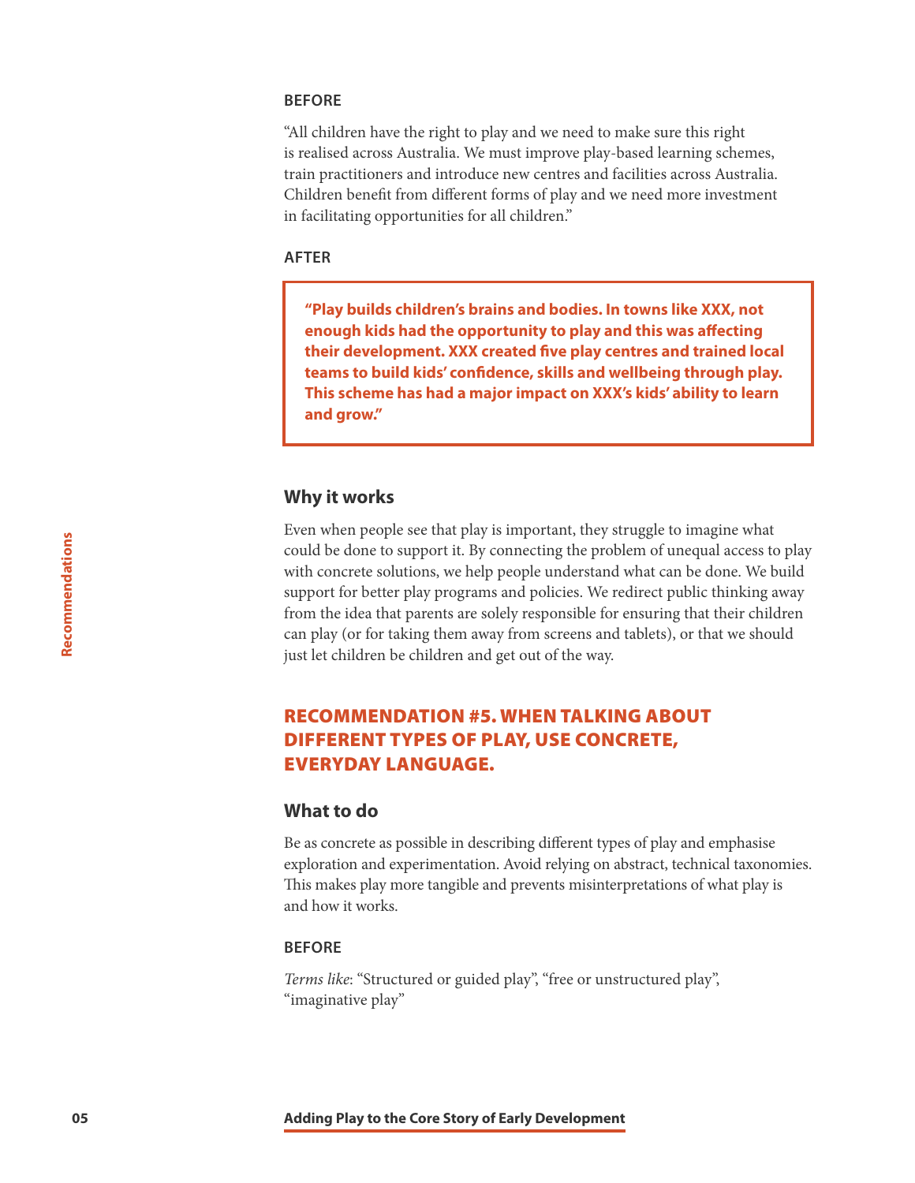**BEFORE**

"All children have the right to play and we need to make sure this right is realised across Australia. We must improve play-based learning schemes, train practitioners and introduce new centres and facilities across Australia. Children benefit from different forms of play and we need more investment in facilitating opportunities for all children."

**AFTER**

> **"Play builds children's brains and bodies. In towns like XXX, not enough kids had the opportunity to play and this was affecting their development. XXX created five play centres and trained local teams to build kids' confidence, skills and wellbeing through play. This scheme has had a major impact on XXX's kids' ability to learn and grow."**

### Why it works

Even when people see that play is important, they struggle to imagine what could be done to support it. By connecting the problem of unequal access to play with concrete solutions, we help people understand what can be done. We build support for better play programs and policies. We redirect public thinking away from the idea that parents are solely responsible for ensuring that their children can play (or for taking them away from screens and tablets), or that we should just let children be children and get out of the way.

## RECOMMENDATION #5. WHEN TALKING ABOUT DIFFERENT TYPES OF PLAY, USE CONCRETE, EVERYDAY LANGUAGE.

### What to do

Be as concrete as possible in describing different types of play and emphasise exploration and experimentation. Avoid relying on abstract, technical taxonomies. This makes play more tangible and prevents misinterpretations of what play is and how it works.

**BEFORE**

*Terms like*: "Structured or guided play", "free or unstructured play", "imaginative play"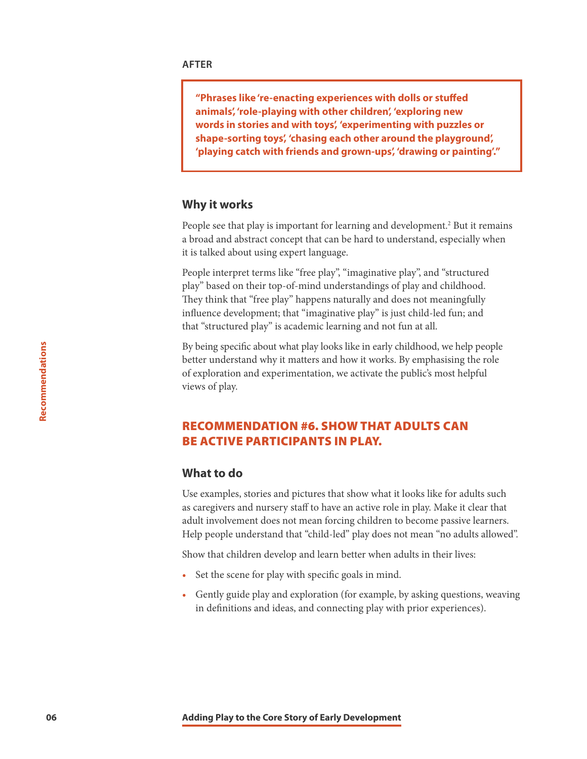**AFTER**

> **"Phrases like 're-enacting experiences with dolls or stuffed animals', 'role-playing with other children', 'exploring new words in stories and with toys', 'experimenting with puzzles or shape-sorting toys', 'chasing each other around the playground', 'playing catch with friends and grown-ups', 'drawing or painting'."**

### Why it works

People see that play is important for learning and development.[2] But it remains a broad and abstract concept that can be hard to understand, especially when it is talked about using expert language.

People interpret terms like "free play", "imaginative play", and "structured play" based on their top-of-mind understandings of play and childhood. They think that "free play" happens naturally and does not meaningfully influence development; that "imaginative play" is just child-led fun; and that "structured play" is academic learning and not fun at all.

By being specific about what play looks like in early childhood, we help people better understand why it matters and how it works. By emphasising the role of exploration and experimentation, we activate the public's most helpful views of play.

## RECOMMENDATION #6. SHOW THAT ADULTS CAN BE ACTIVE PARTICIPANTS IN PLAY.

### What to do

Use examples, stories and pictures that show what it looks like for adults such as caregivers and nursery staff to have an active role in play. Make it clear that adult involvement does not mean forcing children to become passive learners. Help people understand that "child-led" play does not mean "no adults allowed".

Show that children develop and learn better when adults in their lives:

- Set the scene for play with specific goals in mind.
- Gently guide play and exploration (for example, by asking questions, weaving in definitions and ideas, and connecting play with prior experiences).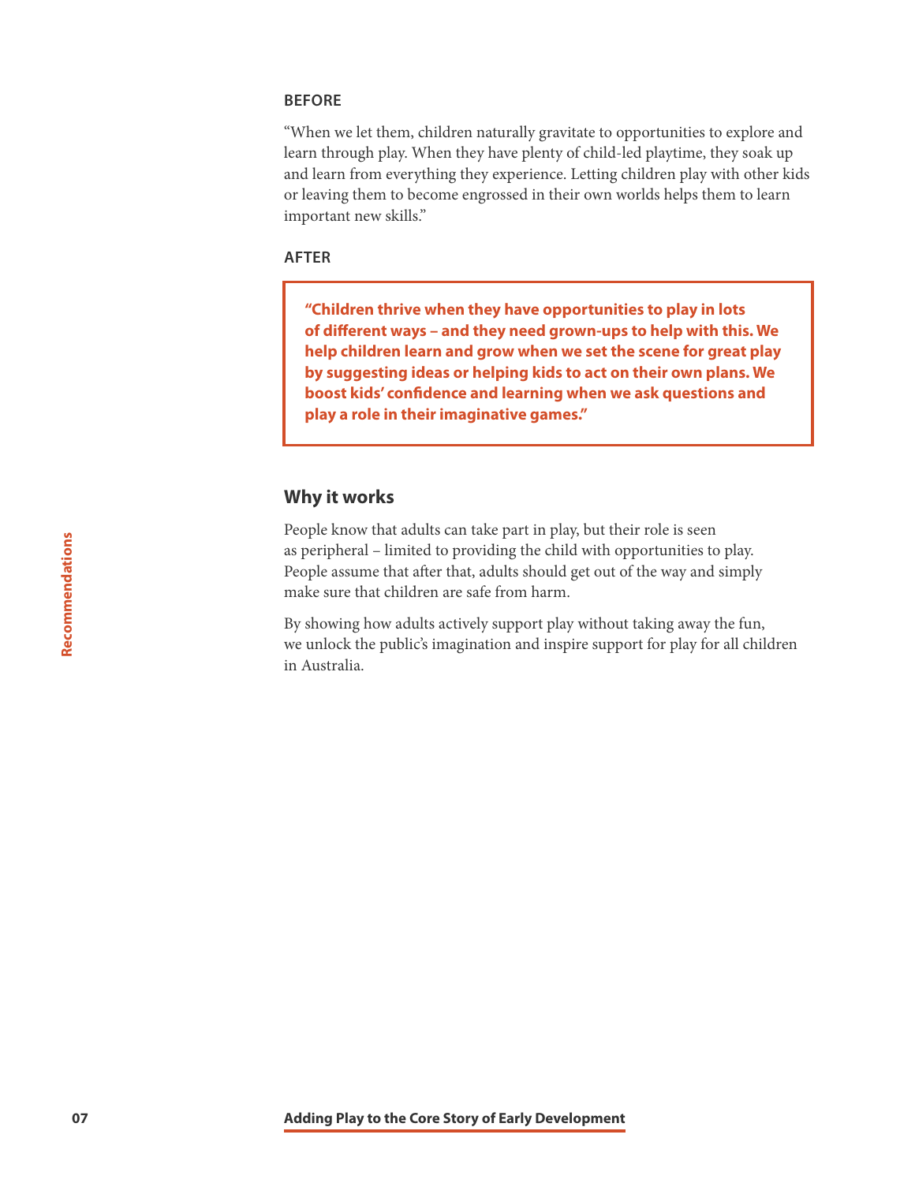**BEFORE**

"When we let them, children naturally gravitate to opportunities to explore and learn through play. When they have plenty of child-led playtime, they soak up and learn from everything they experience. Letting children play with other kids or leaving them to become engrossed in their own worlds helps them to learn important new skills."

**AFTER**

> **"Children thrive when they have opportunities to play in lots of different ways – and they need grown-ups to help with this. We help children learn and grow when we set the scene for great play by suggesting ideas or helping kids to act on their own plans. We boost kids' confidence and learning when we ask questions and play a role in their imaginative games."**

## Why it works

People know that adults can take part in play, but their role is seen as peripheral – limited to providing the child with opportunities to play. People assume that after that, adults should get out of the way and simply make sure that children are safe from harm.

By showing how adults actively support play without taking away the fun, we unlock the public's imagination and inspire support for play for all children in Australia.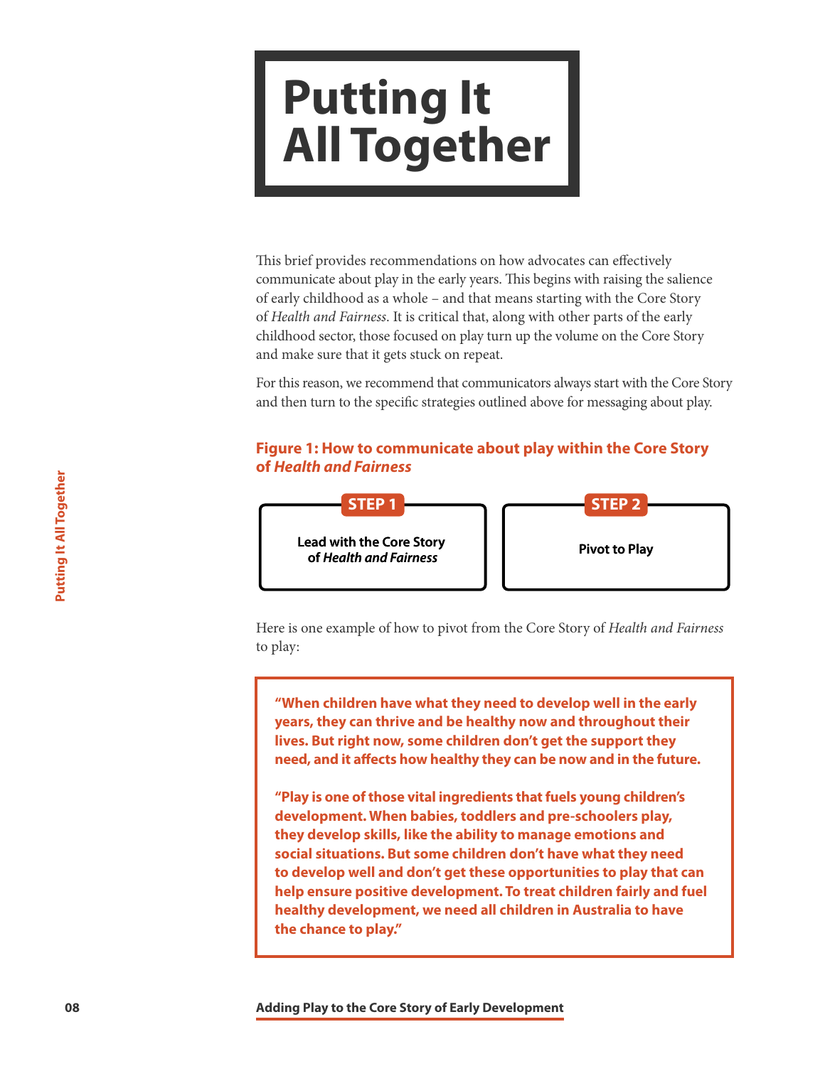# Putting It All Together

This brief provides recommendations on how advocates can effectively communicate about play in the early years. This begins with raising the salience of early childhood as a whole – and that means starting with the Core Story of *Health and Fairness*. It is critical that, along with other parts of the early childhood sector, those focused on play turn up the volume on the Core Story and make sure that it gets stuck on repeat.

For this reason, we recommend that communicators always start with the Core Story and then turn to the specific strategies outlined above for messaging about play.

**Figure 1: How to communicate about play within the Core Story of *Health and Fairness***

| STEP 1 | STEP 2 |
| --- | --- |
| **Lead with the Core Story of *Health and Fairness*** | **Pivot to Play** |

Here is one example of how to pivot from the Core Story of *Health and Fairness* to play:

> **"When children have what they need to develop well in the early years, they can thrive and be healthy now and throughout their lives. But right now, some children don't get the support they need, and it affects how healthy they can be now and in the future.**
>
> **"Play is one of those vital ingredients that fuels young children's development. When babies, toddlers and pre-schoolers play, they develop skills, like the ability to manage emotions and social situations. But some children don't have what they need to develop well and don't get these opportunities to play that can help ensure positive development. To treat children fairly and fuel healthy development, we need all children in Australia to have the chance to play."**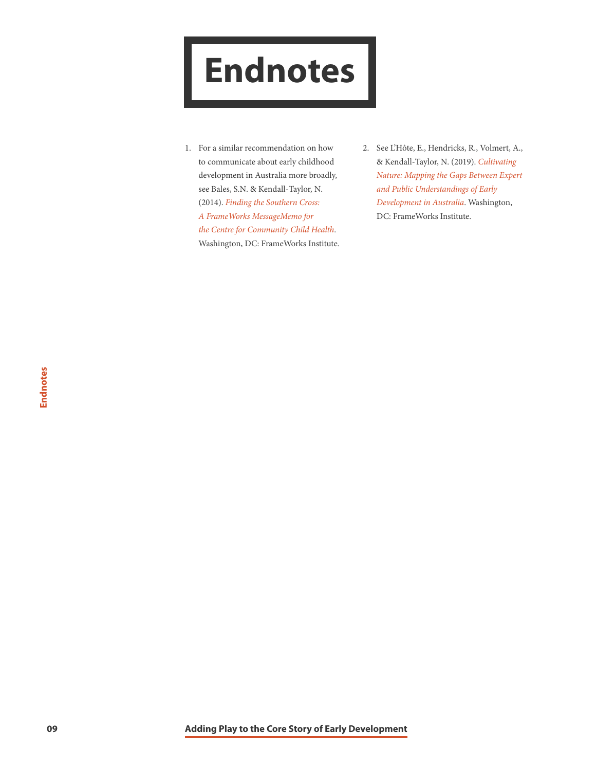# Endnotes

1. For a similar recommendation on how to communicate about early childhood development in Australia more broadly, see Bales, S.N. & Kendall-Taylor, N. (2014). *Finding the Southern Cross: A FrameWorks MessageMemo for the Centre for Community Child Health*. Washington, DC: FrameWorks Institute.

2. See L'Hôte, E., Hendricks, R., Volmert, A., & Kendall-Taylor, N. (2019). *Cultivating Nature: Mapping the Gaps Between Expert and Public Understandings of Early Development in Australia*. Washington, DC: FrameWorks Institute.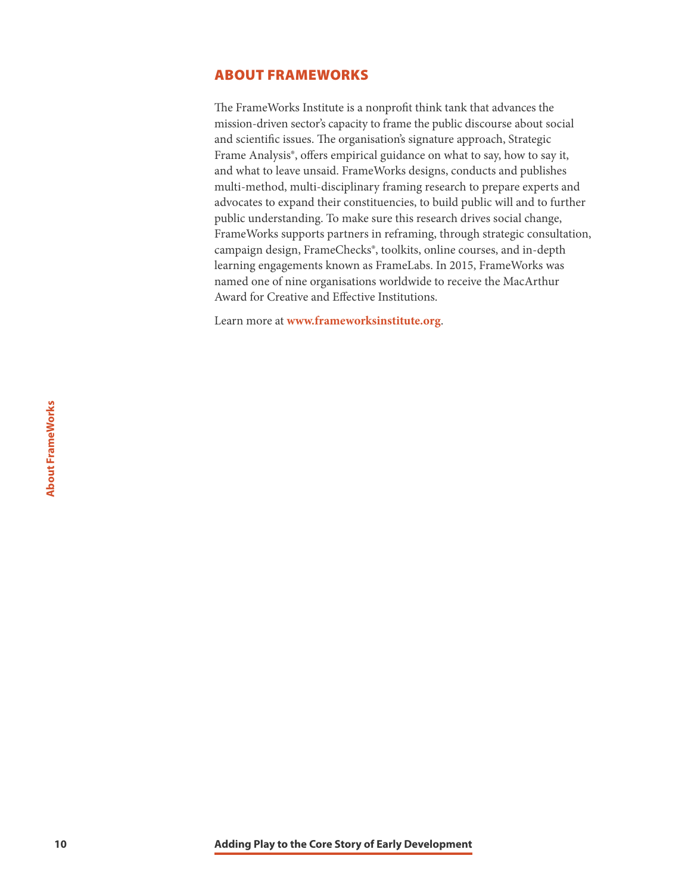## ABOUT FRAMEWORKS

The FrameWorks Institute is a nonprofit think tank that advances the mission-driven sector's capacity to frame the public discourse about social and scientific issues. The organisation's signature approach, Strategic Frame Analysis®, offers empirical guidance on what to say, how to say it, and what to leave unsaid. FrameWorks designs, conducts and publishes multi-method, multi-disciplinary framing research to prepare experts and advocates to expand their constituencies, to build public will and to further public understanding. To make sure this research drives social change, FrameWorks supports partners in reframing, through strategic consultation, campaign design, FrameChecks®, toolkits, online courses, and in-depth learning engagements known as FrameLabs. In 2015, FrameWorks was named one of nine organisations worldwide to receive the MacArthur Award for Creative and Effective Institutions.

Learn more at **www.frameworksinstitute.org**.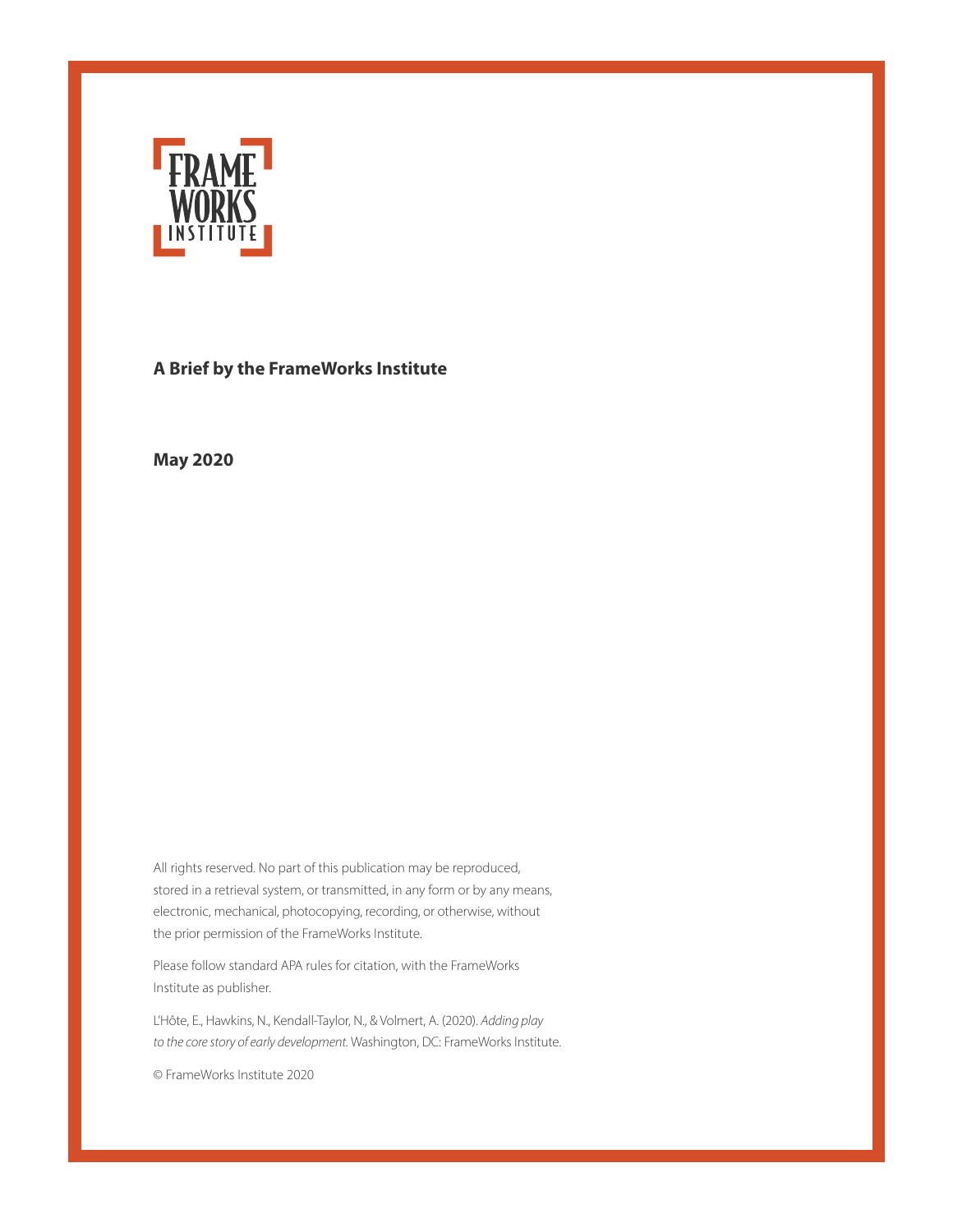**A Brief by the FrameWorks Institute**

**May 2020**

All rights reserved. No part of this publication may be reproduced, stored in a retrieval system, or transmitted, in any form or by any means, electronic, mechanical, photocopying, recording, or otherwise, without the prior permission of the FrameWorks Institute.

Please follow standard APA rules for citation, with the FrameWorks Institute as publisher.

L'Hôte, E., Hawkins, N., Kendall-Taylor, N., & Volmert, A. (2020). *Adding play to the core story of early development.* Washington, DC: FrameWorks Institute.

© FrameWorks Institute 2020